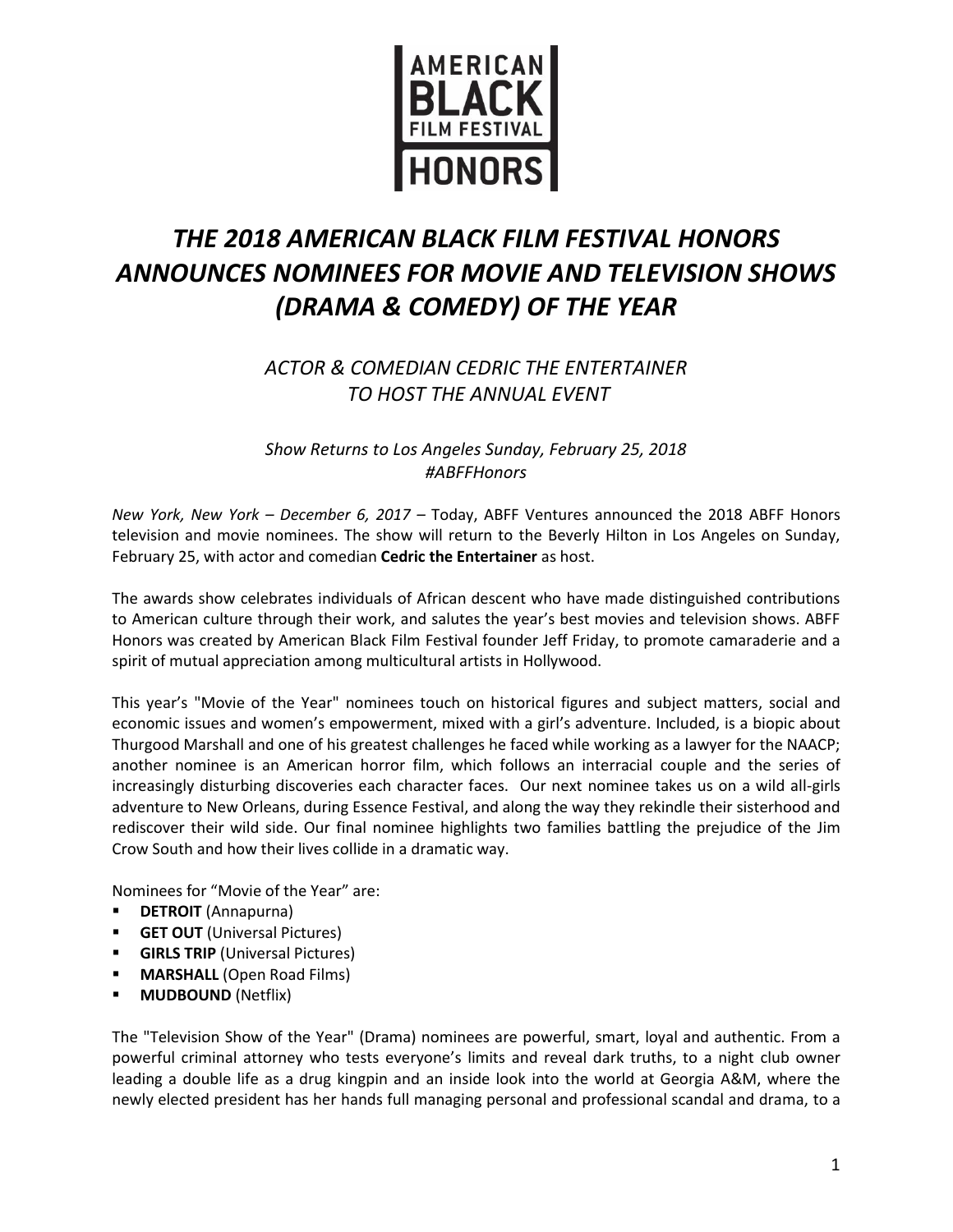AMERICAN BLACK FILM FESTIVAL HONORS

# *THE 2018 AMERICAN BLACK FILM FESTIVAL HONORS ANNOUNCES NOMINEES FOR MOVIE AND TELEVISION SHOWS (DRAMA & COMEDY) OF THE YEAR*

## *ACTOR & COMEDIAN CEDRIC THE ENTERTAINER TO HOST THE ANNUAL EVENT*

*Show Returns to Los Angeles Sunday, February 25, 2018*
*#ABFFHonors*

*New York, New York – December 6, 2017* – Today, ABFF Ventures announced the 2018 ABFF Honors television and movie nominees. The show will return to the Beverly Hilton in Los Angeles on Sunday, February 25, with actor and comedian **Cedric the Entertainer** as host.

The awards show celebrates individuals of African descent who have made distinguished contributions to American culture through their work, and salutes the year's best movies and television shows. ABFF Honors was created by American Black Film Festival founder Jeff Friday, to promote camaraderie and a spirit of mutual appreciation among multicultural artists in Hollywood.

This year's "Movie of the Year" nominees touch on historical figures and subject matters, social and economic issues and women's empowerment, mixed with a girl's adventure. Included, is a biopic about Thurgood Marshall and one of his greatest challenges he faced while working as a lawyer for the NAACP; another nominee is an American horror film, which follows an interracial couple and the series of increasingly disturbing discoveries each character faces. Our next nominee takes us on a wild all-girls adventure to New Orleans, during Essence Festival, and along the way they rekindle their sisterhood and rediscover their wild side. Our final nominee highlights two families battling the prejudice of the Jim Crow South and how their lives collide in a dramatic way.

Nominees for "Movie of the Year" are:

- **DETROIT** (Annapurna)
- **GET OUT** (Universal Pictures)
- **GIRLS TRIP** (Universal Pictures)
- **MARSHALL** (Open Road Films)
- **MUDBOUND** (Netflix)

The "Television Show of the Year" (Drama) nominees are powerful, smart, loyal and authentic. From a powerful criminal attorney who tests everyone's limits and reveal dark truths, to a night club owner leading a double life as a drug kingpin and an inside look into the world at Georgia A&M, where the newly elected president has her hands full managing personal and professional scandal and drama, to a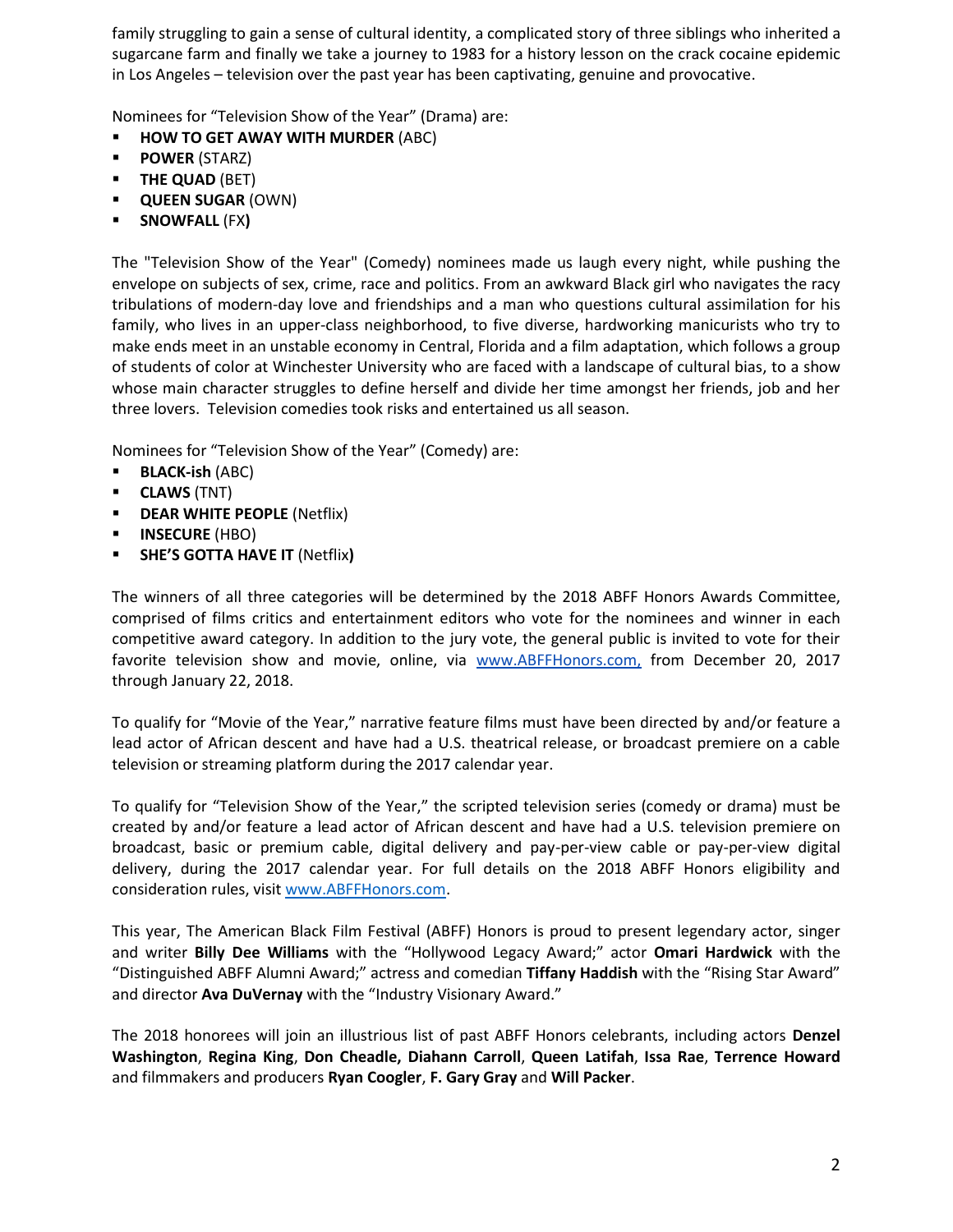family struggling to gain a sense of cultural identity, a complicated story of three siblings who inherited a sugarcane farm and finally we take a journey to 1983 for a history lesson on the crack cocaine epidemic in Los Angeles – television over the past year has been captivating, genuine and provocative.

Nominees for "Television Show of the Year" (Drama) are:

- **HOW TO GET AWAY WITH MURDER** (ABC)
- **POWER** (STARZ)
- **THE QUAD** (BET)
- **QUEEN SUGAR** (OWN)
- **SNOWFALL** (FX**)**

The "Television Show of the Year" (Comedy) nominees made us laugh every night, while pushing the envelope on subjects of sex, crime, race and politics. From an awkward Black girl who navigates the racy tribulations of modern-day love and friendships and a man who questions cultural assimilation for his family, who lives in an upper-class neighborhood, to five diverse, hardworking manicurists who try to make ends meet in an unstable economy in Central, Florida and a film adaptation, which follows a group of students of color at Winchester University who are faced with a landscape of cultural bias, to a show whose main character struggles to define herself and divide her time amongst her friends, job and her three lovers. Television comedies took risks and entertained us all season.

Nominees for "Television Show of the Year" (Comedy) are:

- **BLACK-ish** (ABC)
- **CLAWS** (TNT)
- **DEAR WHITE PEOPLE** (Netflix)
- **INSECURE** (HBO)
- **SHE'S GOTTA HAVE IT** (Netflix**)**

The winners of all three categories will be determined by the 2018 ABFF Honors Awards Committee, comprised of films critics and entertainment editors who vote for the nominees and winner in each competitive award category. In addition to the jury vote, the general public is invited to vote for their favorite television show and movie, online, via www.ABFFHonors.com, from December 20, 2017 through January 22, 2018.

To qualify for "Movie of the Year," narrative feature films must have been directed by and/or feature a lead actor of African descent and have had a U.S. theatrical release, or broadcast premiere on a cable television or streaming platform during the 2017 calendar year.

To qualify for "Television Show of the Year," the scripted television series (comedy or drama) must be created by and/or feature a lead actor of African descent and have had a U.S. television premiere on broadcast, basic or premium cable, digital delivery and pay-per-view cable or pay-per-view digital delivery, during the 2017 calendar year. For full details on the 2018 ABFF Honors eligibility and consideration rules, visit www.ABFFHonors.com.

This year, The American Black Film Festival (ABFF) Honors is proud to present legendary actor, singer and writer **Billy Dee Williams** with the "Hollywood Legacy Award;" actor **Omari Hardwick** with the "Distinguished ABFF Alumni Award;" actress and comedian **Tiffany Haddish** with the "Rising Star Award" and director **Ava DuVernay** with the "Industry Visionary Award."

The 2018 honorees will join an illustrious list of past ABFF Honors celebrants, including actors **Denzel Washington**, **Regina King**, **Don Cheadle, Diahann Carroll**, **Queen Latifah**, **Issa Rae**, **Terrence Howard** and filmmakers and producers **Ryan Coogler**, **F. Gary Gray** and **Will Packer**.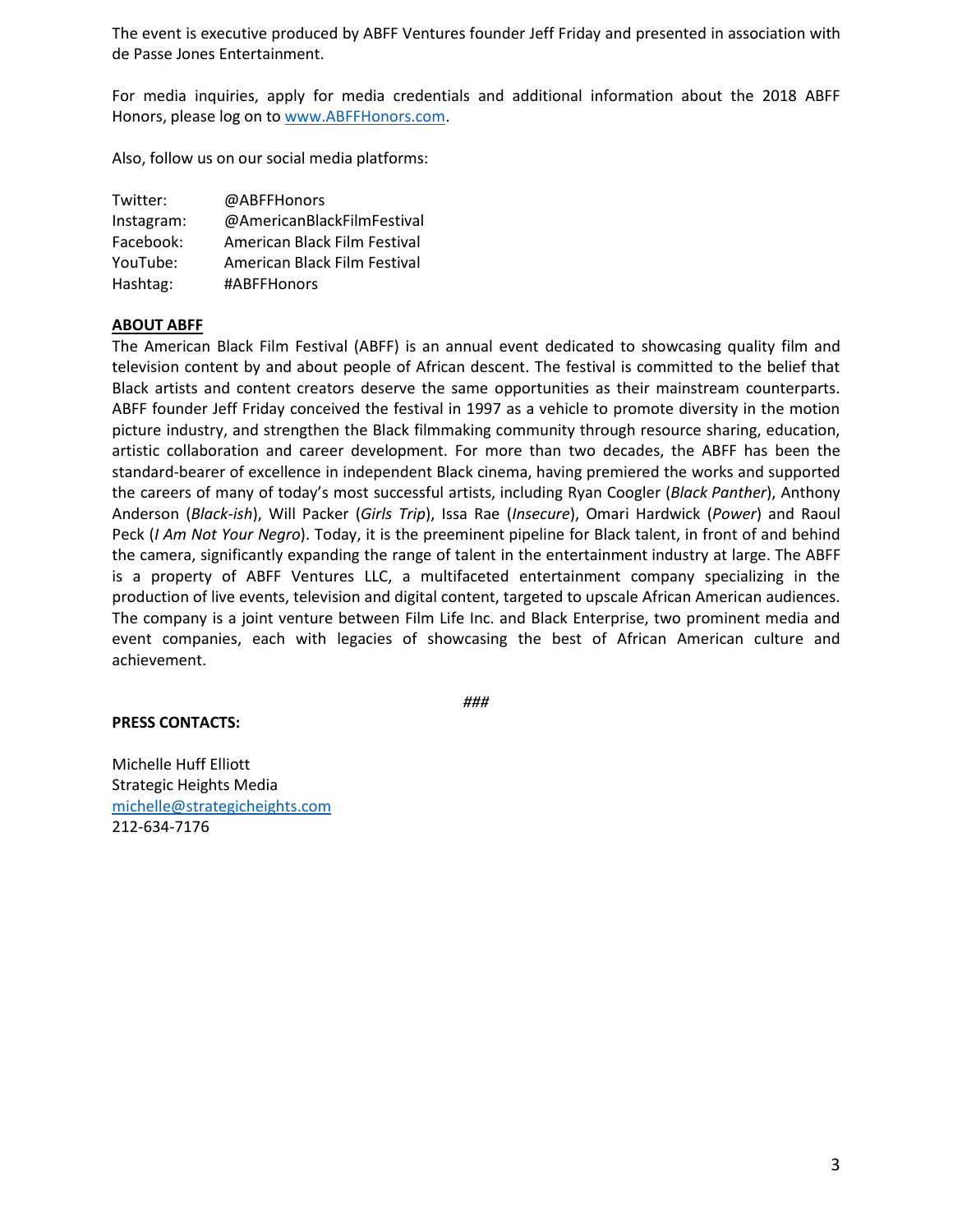The event is executive produced by ABFF Ventures founder Jeff Friday and presented in association with de Passe Jones Entertainment.

For media inquiries, apply for media credentials and additional information about the 2018 ABFF Honors, please log on to www.ABFFHonors.com.

Also, follow us on our social media platforms:

| | |
|---|---|
| Twitter: | @ABFFHonors |
| Instagram: | @AmericanBlackFilmFestival |
| Facebook: | American Black Film Festival |
| YouTube: | American Black Film Festival |
| Hashtag: | #ABFFHonors |

**ABOUT ABFF**

The American Black Film Festival (ABFF) is an annual event dedicated to showcasing quality film and television content by and about people of African descent. The festival is committed to the belief that Black artists and content creators deserve the same opportunities as their mainstream counterparts. ABFF founder Jeff Friday conceived the festival in 1997 as a vehicle to promote diversity in the motion picture industry, and strengthen the Black filmmaking community through resource sharing, education, artistic collaboration and career development. For more than two decades, the ABFF has been the standard-bearer of excellence in independent Black cinema, having premiered the works and supported the careers of many of today's most successful artists, including Ryan Coogler (*Black Panther*), Anthony Anderson (*Black-ish*), Will Packer (*Girls Trip*), Issa Rae (*Insecure*), Omari Hardwick (*Power*) and Raoul Peck (*I Am Not Your Negro*). Today, it is the preeminent pipeline for Black talent, in front of and behind the camera, significantly expanding the range of talent in the entertainment industry at large. The ABFF is a property of ABFF Ventures LLC, a multifaceted entertainment company specializing in the production of live events, television and digital content, targeted to upscale African American audiences. The company is a joint venture between Film Life Inc. and Black Enterprise, two prominent media and event companies, each with legacies of showcasing the best of African American culture and achievement.

###

**PRESS CONTACTS:**

Michelle Huff Elliott
Strategic Heights Media
michelle@strategicheights.com
212-634-7176